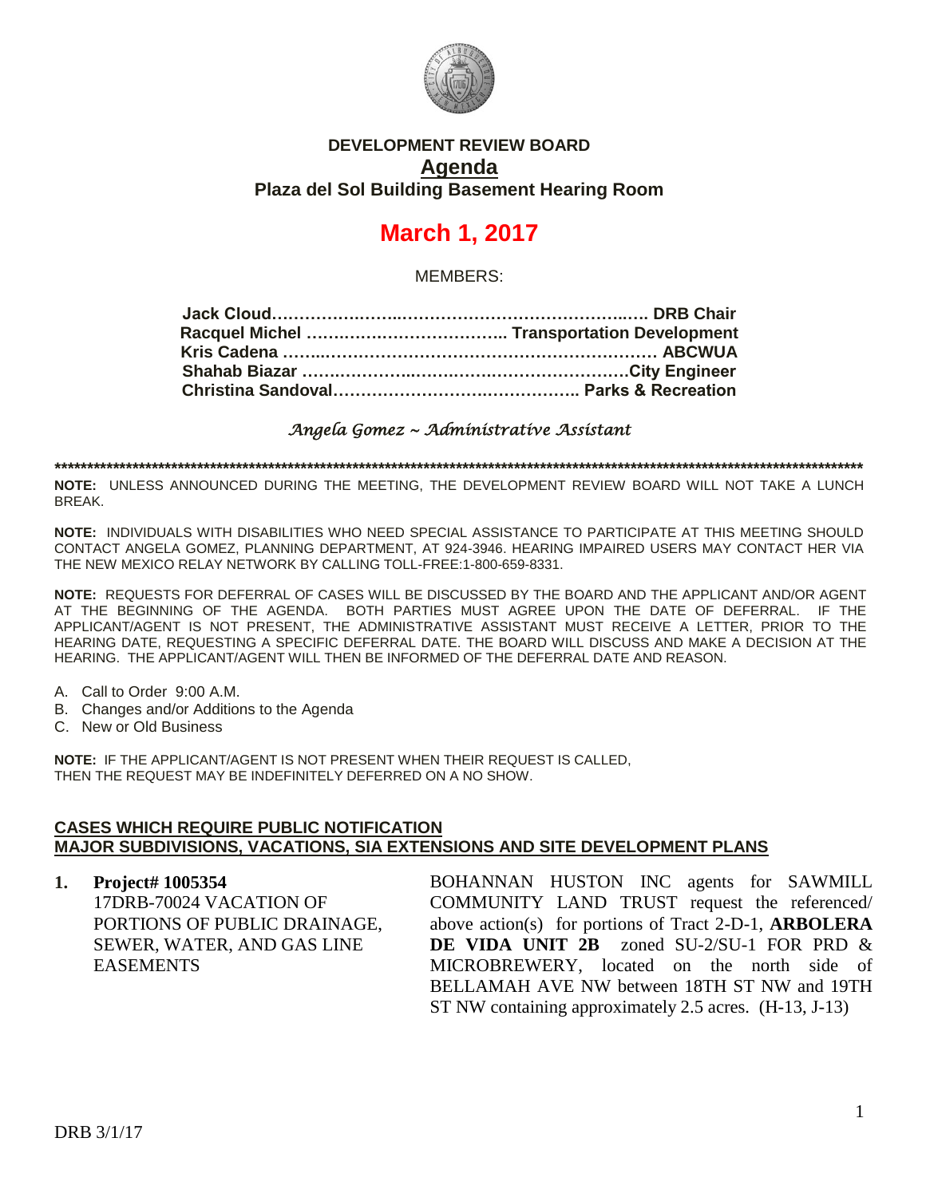# DEVELOPMENT REVIEW BOARD

## Agenda

### Plaza del Sol Building Basement Hearing Room

# March 1, 2017

MEMBERS:

**Jack Cloud……………………………………………………….. DRB Chair**
**Racquel Michel ……………………………….. Transportation Development**
**Kris Cadena ………………………………………………………… ABCWUA**
**Shahab Biazar ……………………………………………………City Engineer**
**Christina Sandoval…………………………………….. Parks & Recreation**

*Angela Gomez ~ Administrative Assistant*

**********************************************************************************************************************************

**NOTE:** UNLESS ANNOUNCED DURING THE MEETING, THE DEVELOPMENT REVIEW BOARD WILL NOT TAKE A LUNCH BREAK.

**NOTE:** INDIVIDUALS WITH DISABILITIES WHO NEED SPECIAL ASSISTANCE TO PARTICIPATE AT THIS MEETING SHOULD CONTACT ANGELA GOMEZ, PLANNING DEPARTMENT, AT 924-3946. HEARING IMPAIRED USERS MAY CONTACT HER VIA THE NEW MEXICO RELAY NETWORK BY CALLING TOLL-FREE:1-800-659-8331.

**NOTE:** REQUESTS FOR DEFERRAL OF CASES WILL BE DISCUSSED BY THE BOARD AND THE APPLICANT AND/OR AGENT AT THE BEGINNING OF THE AGENDA. BOTH PARTIES MUST AGREE UPON THE DATE OF DEFERRAL. IF THE APPLICANT/AGENT IS NOT PRESENT, THE ADMINISTRATIVE ASSISTANT MUST RECEIVE A LETTER, PRIOR TO THE HEARING DATE, REQUESTING A SPECIFIC DEFERRAL DATE. THE BOARD WILL DISCUSS AND MAKE A DECISION AT THE HEARING. THE APPLICANT/AGENT WILL THEN BE INFORMED OF THE DEFERRAL DATE AND REASON.

A. Call to Order 9:00 A.M.
B. Changes and/or Additions to the Agenda
C. New or Old Business

**NOTE:** IF THE APPLICANT/AGENT IS NOT PRESENT WHEN THEIR REQUEST IS CALLED, THEN THE REQUEST MAY BE INDEFINITELY DEFERRED ON A NO SHOW.

**CASES WHICH REQUIRE PUBLIC NOTIFICATION**
**MAJOR SUBDIVISIONS, VACATIONS, SIA EXTENSIONS AND SITE DEVELOPMENT PLANS**

**1. Project# 1005354**
17DRB-70024 VACATION OF PORTIONS OF PUBLIC DRAINAGE, SEWER, WATER, AND GAS LINE EASEMENTS

BOHANNAN HUSTON INC agents for SAWMILL COMMUNITY LAND TRUST request the referenced/ above action(s) for portions of Tract 2-D-1, **ARBOLERA DE VIDA UNIT 2B** zoned SU-2/SU-1 FOR PRD & MICROBREWERY, located on the north side of BELLAMAH AVE NW between 18TH ST NW and 19TH ST NW containing approximately 2.5 acres. (H-13, J-13)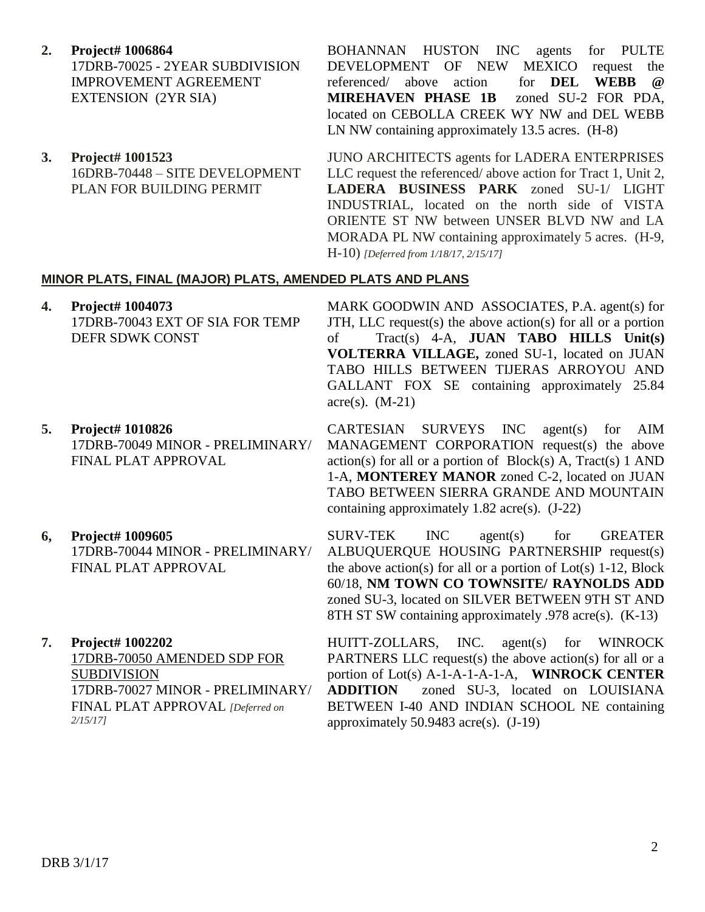**2. Project# 1006864**
17DRB-70025 - 2YEAR SUBDIVISION IMPROVEMENT AGREEMENT EXTENSION (2YR SIA)

BOHANNAN HUSTON INC agents for PULTE DEVELOPMENT OF NEW MEXICO request the referenced/ above action for **DEL WEBB @ MIREHAVEN PHASE 1B** zoned SU-2 FOR PDA, located on CEBOLLA CREEK WY NW and DEL WEBB LN NW containing approximately 13.5 acres. (H-8)

**3. Project# 1001523**
16DRB-70448 – SITE DEVELOPMENT PLAN FOR BUILDING PERMIT

JUNO ARCHITECTS agents for LADERA ENTERPRISES LLC request the referenced/ above action for Tract 1, Unit 2, **LADERA BUSINESS PARK** zoned SU-1/ LIGHT INDUSTRIAL, located on the north side of VISTA ORIENTE ST NW between UNSER BLVD NW and LA MORADA PL NW containing approximately 5 acres. (H-9, H-10) *[Deferred from 1/18/17, 2/15/17]*

## MINOR PLATS, FINAL (MAJOR) PLATS, AMENDED PLATS AND PLANS

**4. Project# 1004073**
17DRB-70043 EXT OF SIA FOR TEMP DEFR SDWK CONST

MARK GOODWIN AND ASSOCIATES, P.A. agent(s) for JTH, LLC request(s) the above action(s) for all or a portion of Tract(s) 4-A, **JUAN TABO HILLS Unit(s) VOLTERRA VILLAGE,** zoned SU-1, located on JUAN TABO HILLS BETWEEN TIJERAS ARROYOU AND GALLANT FOX SE containing approximately 25.84 acre(s). (M-21)

**5. Project# 1010826**
17DRB-70049 MINOR - PRELIMINARY/ FINAL PLAT APPROVAL

CARTESIAN SURVEYS INC agent(s) for AIM MANAGEMENT CORPORATION request(s) the above action(s) for all or a portion of Block(s) A, Tract(s) 1 AND 1-A, **MONTEREY MANOR** zoned C-2, located on JUAN TABO BETWEEN SIERRA GRANDE AND MOUNTAIN containing approximately 1.82 acre(s). (J-22)

**6, Project# 1009605**
17DRB-70044 MINOR - PRELIMINARY/ FINAL PLAT APPROVAL

SURV-TEK INC agent(s) for GREATER ALBUQUERQUE HOUSING PARTNERSHIP request(s) the above action(s) for all or a portion of Lot(s) 1-12, Block 60/18, **NM TOWN CO TOWNSITE/ RAYNOLDS ADD** zoned SU-3, located on SILVER BETWEEN 9TH ST AND 8TH ST SW containing approximately .978 acre(s). (K-13)

**7. Project# 1002202**
<u>17DRB-70050 AMENDED SDP FOR SUBDIVISION</u>
17DRB-70027 MINOR - PRELIMINARY/ FINAL PLAT APPROVAL *[Deferred on 2/15/17]*

HUITT-ZOLLARS, INC. agent(s) for WINROCK PARTNERS LLC request(s) the above action(s) for all or a portion of Lot(s) A-1-A-1-A-1-A, **WINROCK CENTER ADDITION** zoned SU-3, located on LOUISIANA BETWEEN I-40 AND INDIAN SCHOOL NE containing approximately 50.9483 acre(s). (J-19)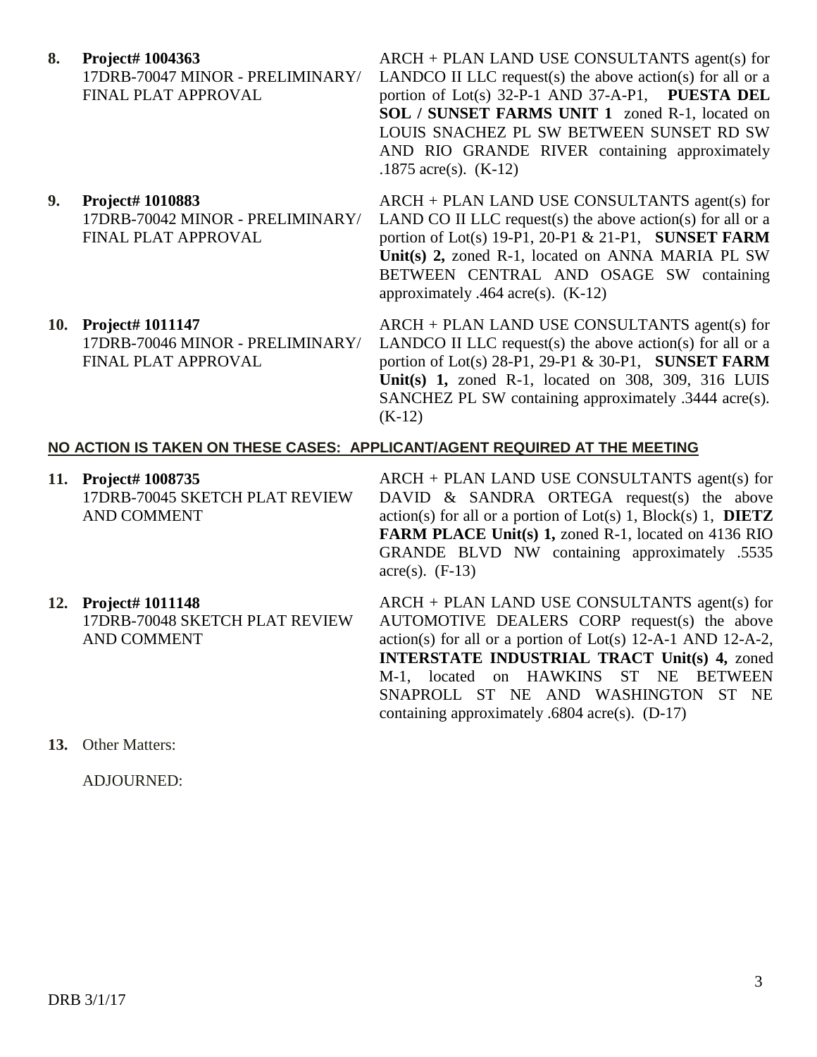**8. Project# 1004363**
17DRB-70047 MINOR - PRELIMINARY/ FINAL PLAT APPROVAL

ARCH + PLAN LAND USE CONSULTANTS agent(s) for LANDCO II LLC request(s) the above action(s) for all or a portion of Lot(s) 32-P-1 AND 37-A-P1, **PUESTA DEL SOL / SUNSET FARMS UNIT 1** zoned R-1, located on LOUIS SNACHEZ PL SW BETWEEN SUNSET RD SW AND RIO GRANDE RIVER containing approximately .1875 acre(s). (K-12)

**9. Project# 1010883**
17DRB-70042 MINOR - PRELIMINARY/ FINAL PLAT APPROVAL

ARCH + PLAN LAND USE CONSULTANTS agent(s) for LAND CO II LLC request(s) the above action(s) for all or a portion of Lot(s) 19-P1, 20-P1 & 21-P1, **SUNSET FARM Unit(s) 2,** zoned R-1, located on ANNA MARIA PL SW BETWEEN CENTRAL AND OSAGE SW containing approximately .464 acre(s). (K-12)

**10. Project# 1011147**
17DRB-70046 MINOR - PRELIMINARY/ FINAL PLAT APPROVAL

ARCH + PLAN LAND USE CONSULTANTS agent(s) for LANDCO II LLC request(s) the above action(s) for all or a portion of Lot(s) 28-P1, 29-P1 & 30-P1, **SUNSET FARM Unit(s) 1,** zoned R-1, located on 308, 309, 316 LUIS SANCHEZ PL SW containing approximately .3444 acre(s). (K-12)

**NO ACTION IS TAKEN ON THESE CASES: APPLICANT/AGENT REQUIRED AT THE MEETING**

**11. Project# 1008735**
17DRB-70045 SKETCH PLAT REVIEW AND COMMENT

ARCH + PLAN LAND USE CONSULTANTS agent(s) for DAVID & SANDRA ORTEGA request(s) the above action(s) for all or a portion of Lot(s) 1, Block(s) 1, **DIETZ FARM PLACE Unit(s) 1,** zoned R-1, located on 4136 RIO GRANDE BLVD NW containing approximately .5535 acre(s). (F-13)

**12. Project# 1011148**
17DRB-70048 SKETCH PLAT REVIEW AND COMMENT

ARCH + PLAN LAND USE CONSULTANTS agent(s) for AUTOMOTIVE DEALERS CORP request(s) the above action(s) for all or a portion of Lot(s) 12-A-1 AND 12-A-2, **INTERSTATE INDUSTRIAL TRACT Unit(s) 4,** zoned M-1, located on HAWKINS ST NE BETWEEN SNAPROLL ST NE AND WASHINGTON ST NE containing approximately .6804 acre(s). (D-17)

**13.** Other Matters:

ADJOURNED:

DRB 3/1/17